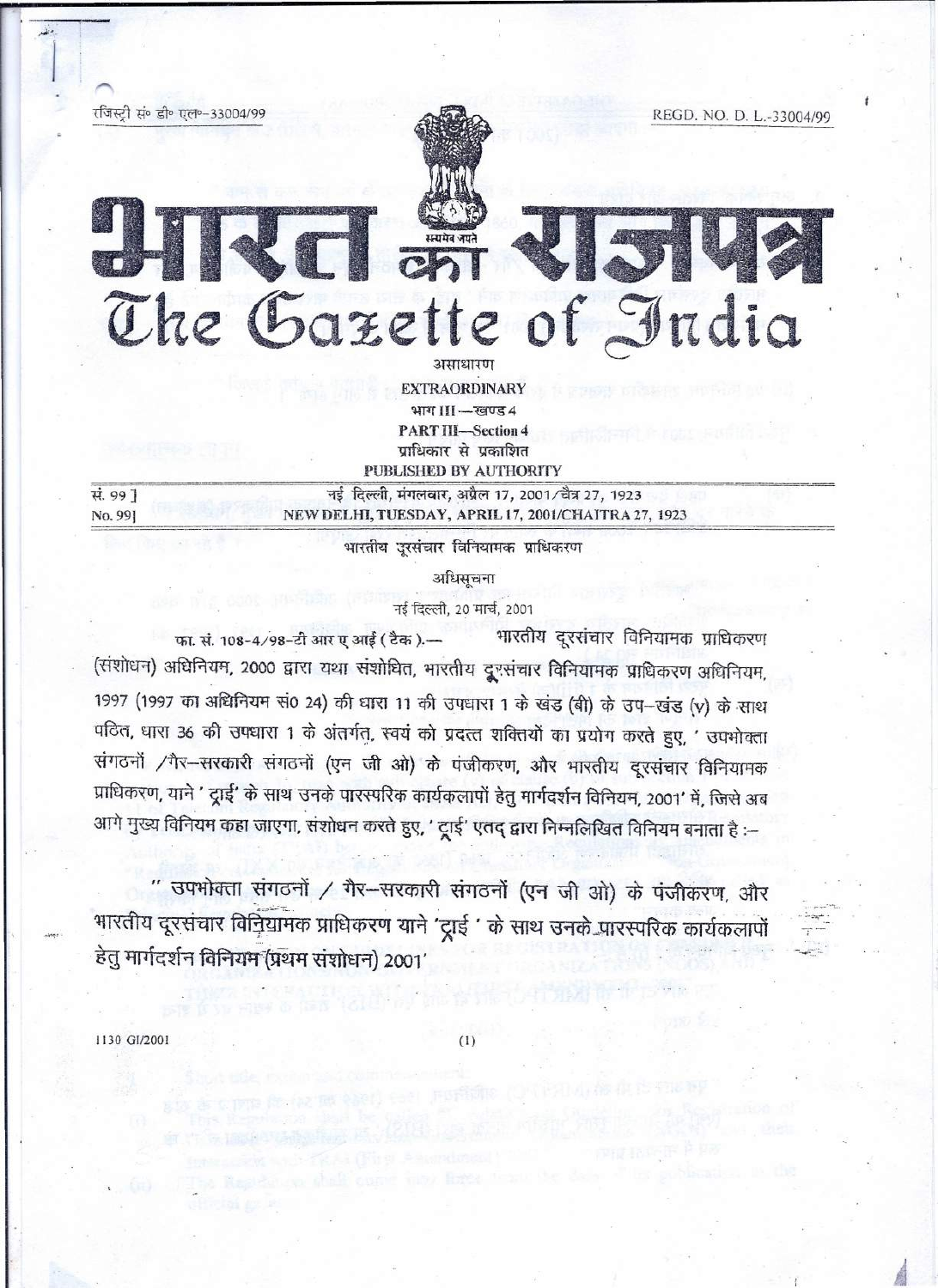रजिस्ट्री सं० डी० एल०-33004/99 REGD. NO. D. L.-33004/99

# भारत का राजपत्र
# The Gazette of India

असाधारण
**EXTRAORDINARY**
भाग III—खण्ड 4
**PART III—Section 4**
प्राधिकार से प्रकाशित
**PUBLISHED BY AUTHORITY**

सं. 99] नई दिल्ली, मंगलवार, अप्रैल 17, 2001/चैत्र 27, 1923
No. 99] NEW DELHI, TUESDAY, APRIL 17, 2001/CHAITRA 27, 1923

भारतीय दूरसंचार विनियामक प्राधिकरण

अधिसूचना

नई दिल्ली, 20 मार्च, 2001

फा. सं. 108-4/98-टी आर ए आई (टैक).— भारतीय दूरसंचार विनियामक प्राधिकरण (संशोधन) अधिनियम, 2000 द्वारा यथा संशोधित, भारतीय दूरसंचार विनियामक प्राधिकरण अधिनियम, 1997 (1997 का अधिनियम सं0 24) की धारा 11 की उपधारा 1 के खंड (बी) के उप–खंड (v) के साथ पठित, धारा 36 की उपधारा 1 के अंतर्गत, स्वयं को प्रदत्त शक्तियों का प्रयोग करते हुए, ' उपभोक्ता संगठनों /गैर–सरकारी संगठनों (एन जी ओ) के पंजीकरण, और भारतीय दूरसंचार विनियामक प्राधिकरण, याने ' ट्राई' के साथ उनके पारस्परिक कार्यकलापों हेतु मार्गदर्शन विनियम, 2001' में, जिसे अब आगे मुख्य विनियम कहा जाएगा, संशोधन करते हुए, ' ट्राई' एतद् द्वारा निम्नलिखित विनियम बनाता है :–

" उपभोक्ता संगठनों / गैर–सरकारी संगठनों (एन जी ओ) के पंजीकरण, और भारतीय दूरसंचार विनियामक प्राधिकरण याने 'ट्राई ' के साथ उनके पारस्परिक कार्यकलापों हेतु मार्गदर्शन विनियम (प्रथम संशोधन) 2001'

1130 GI/2001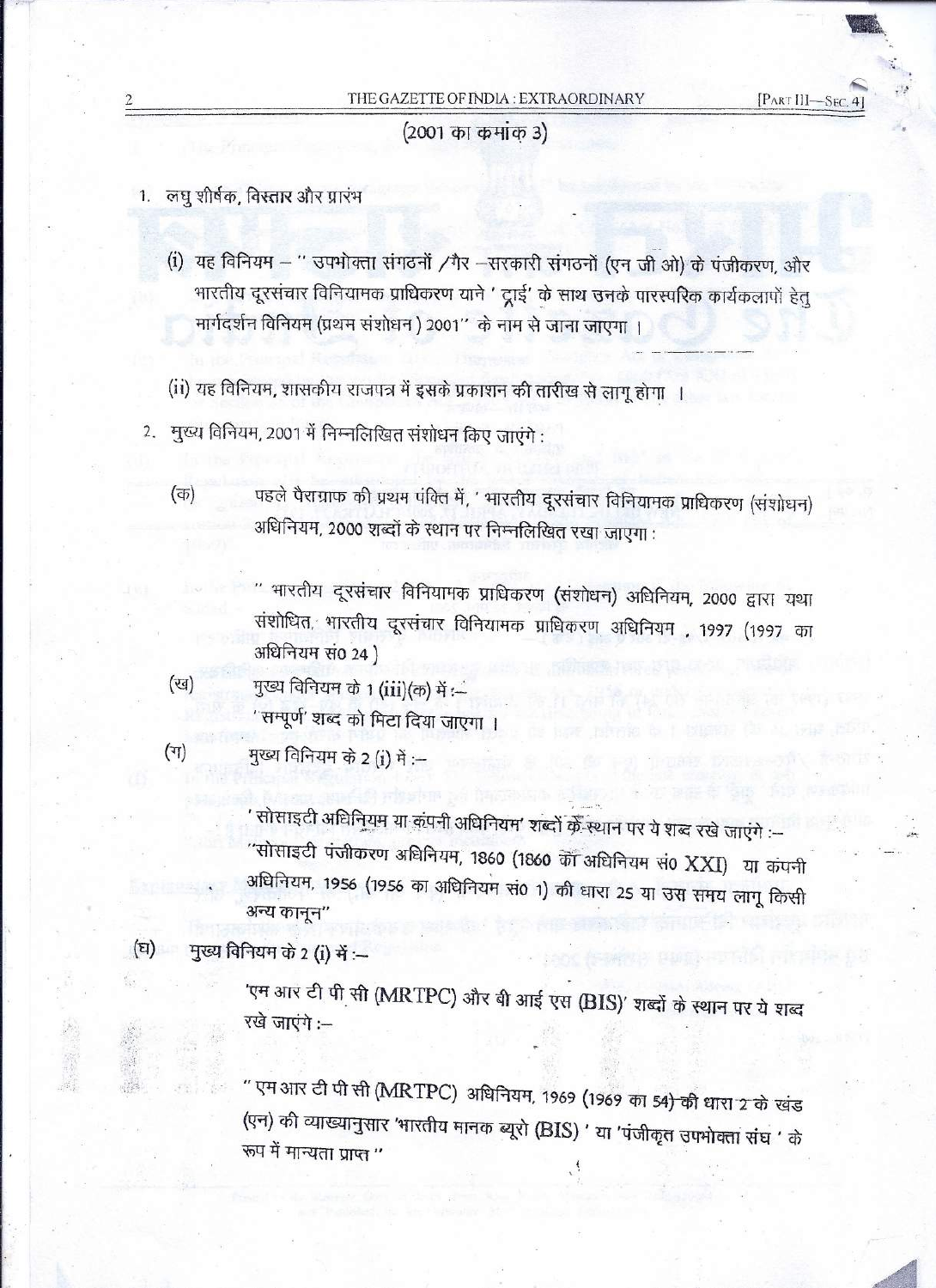(2001 का क्रमांक 3)

1. लघु शीर्षक, विस्तार और प्रारंभ

(i) यह विनियम – " उपभोक्ता संगठनों /गैर –सरकारी संगठनों (एन जी ओ) के पंजीकरण, और भारतीय दूरसंचार विनियामक प्राधिकरण याने ' ट्राई' के साथ उनके पारस्परिक कार्यकलापों हेतु मार्गदर्शन विनियम (प्रथम संशोधन ) 2001" के नाम से जाना जाएगा ।

(ii) यह विनियम, शासकीय राजपत्र में इसके प्रकाशन की तारीख से लागू होगा ।

2. मुख्य विनियम, 2001 में निम्नलिखित संशोधन किए जाएंगे :

(क) पहले पैराग्राफ की प्रथम पंक्ति में, ' भारतीय दूरसंचार विनियामक प्राधिकरण (संशोधन) अधिनियम, 2000 शब्दों के स्थान पर निम्नलिखित रखा जाएगा :

" भारतीय दूरसंचार विनियामक प्राधिकरण (संशोधन) अधिनियम, 2000 द्वारा यथा संशोधित, भारतीय दूरसंचार विनियामक प्राधिकरण अधिनियम , 1997 (1997 का अधिनियम सं0 24 )

(ख) मुख्य विनियम के 1 (iii)(क) में :–

'सम्पूर्ण' शब्द को मिटा दिया जाएगा ।

(ग) मुख्य विनियम के 2 (i) में :–

' सोसाइटी अधिनियम या कंपनी अधिनियम' शब्दों के स्थान पर ये शब्द रखे जाएंगे :–

"सोसाइटी पंजीकरण अधिनियम, 1860 (1860 का अधिनियम सं0 XXI) या कंपनी अधिनियम, 1956 (1956 का अधिनियम सं0 1) की धारा 25 या उस समय लागू किसी अन्य कानून"

(घ) मुख्य विनियम के 2 (i) में :–

'एम आर टी पी सी (MRTPC) और बी आई एस (BIS)' शब्दों के स्थान पर ये शब्द रखे जाएंगे :–

" एम आर टी पी सी (MRTPC) अधिनियम, 1969 (1969 का 54) की धारा 2 के खंड (एन) की व्याख्यानुसार 'भारतीय मानक ब्यूरो (BIS) ' या 'पंजीकृत उपभोक्ता संघ ' के रूप में मान्यता प्राप्त "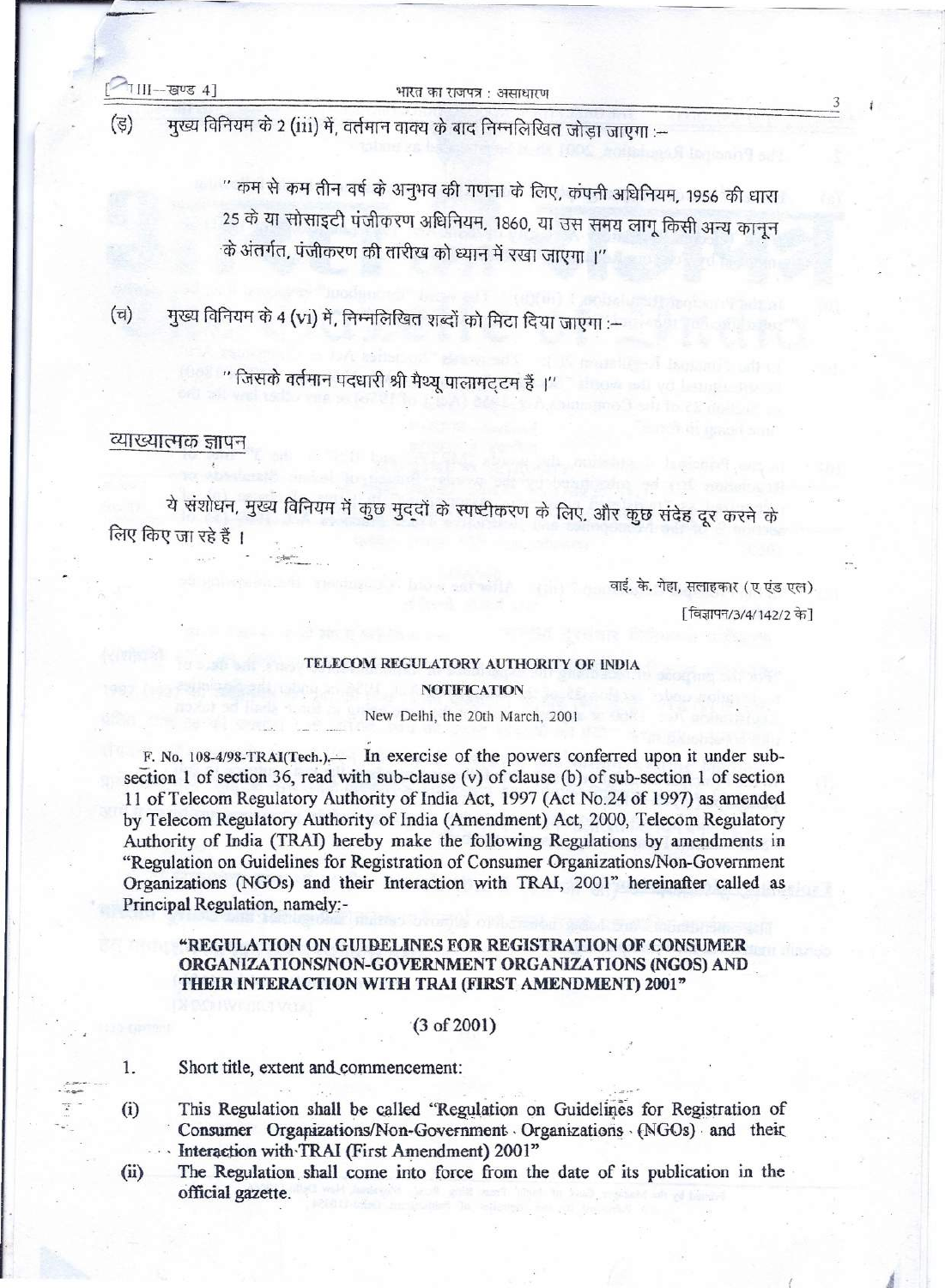(ङ) मुख्य विनियम के 2 (iii) में, वर्तमान वाक्य के बाद निम्नलिखित जोड़ा जाएगा :—

> " कम से कम तीन वर्ष के अनुभव की गणना के लिए, कंपनी अधिनियम, 1956 की धारा 25 के या सोसाइटी पंजीकरण अधिनियम, 1860, या उस समय लागू किसी अन्य कानून के अंतर्गत, पंजीकरण की तारीख को ध्यान में रखा जाएगा ।"

(च) मुख्य विनियम के 4 (vi) में, निम्नलिखित शब्दों को मिटा दिया जाएगा :—

> " जिसके वर्तमान पदधारी श्री मैथ्यू पालामट्टम हैं ।"

## व्याख्यात्मक ज्ञापन

ये संशोधन, मुख्य विनियम में कुछ मुद्दों के स्पष्टीकरण के लिए, और कुछ संदेह दूर करने के लिए किए जा रहे हैं ।

वाई. के. गेहा, सलाहकार (ए एंड एल)

[विज्ञापन/3/4/142/2 के]

## TELECOM REGULATORY AUTHORITY OF INDIA

### NOTIFICATION

New Delhi, the 20th March, 2001

F. No. 108-4/98-TRAI(Tech.).— In exercise of the powers conferred upon it under sub-section 1 of section 36, read with sub-clause (v) of clause (b) of sub-section 1 of section 11 of Telecom Regulatory Authority of India Act, 1997 (Act No.24 of 1997) as amended by Telecom Regulatory Authority of India (Amendment) Act, 2000, Telecom Regulatory Authority of India (TRAI) hereby make the following Regulations by amendments in "Regulation on Guidelines for Registration of Consumer Organizations/Non-Government Organizations (NGOs) and their Interaction with TRAI, 2001" hereinafter called as Principal Regulation, namely:-

**"REGULATION ON GUIDELINES FOR REGISTRATION OF CONSUMER ORGANIZATIONS/NON-GOVERNMENT ORGANIZATIONS (NGOS) AND THEIR INTERACTION WITH TRAI (FIRST AMENDMENT) 2001"**

(3 of 2001)

1. Short title, extent and commencement:

(i) This Regulation shall be called "Regulation on Guidelines for Registration of Consumer Organizations/Non-Government Organizations (NGOs) and their Interaction with TRAI (First Amendment) 2001"

(ii) The Regulation shall come into force from the date of its publication in the official gazette.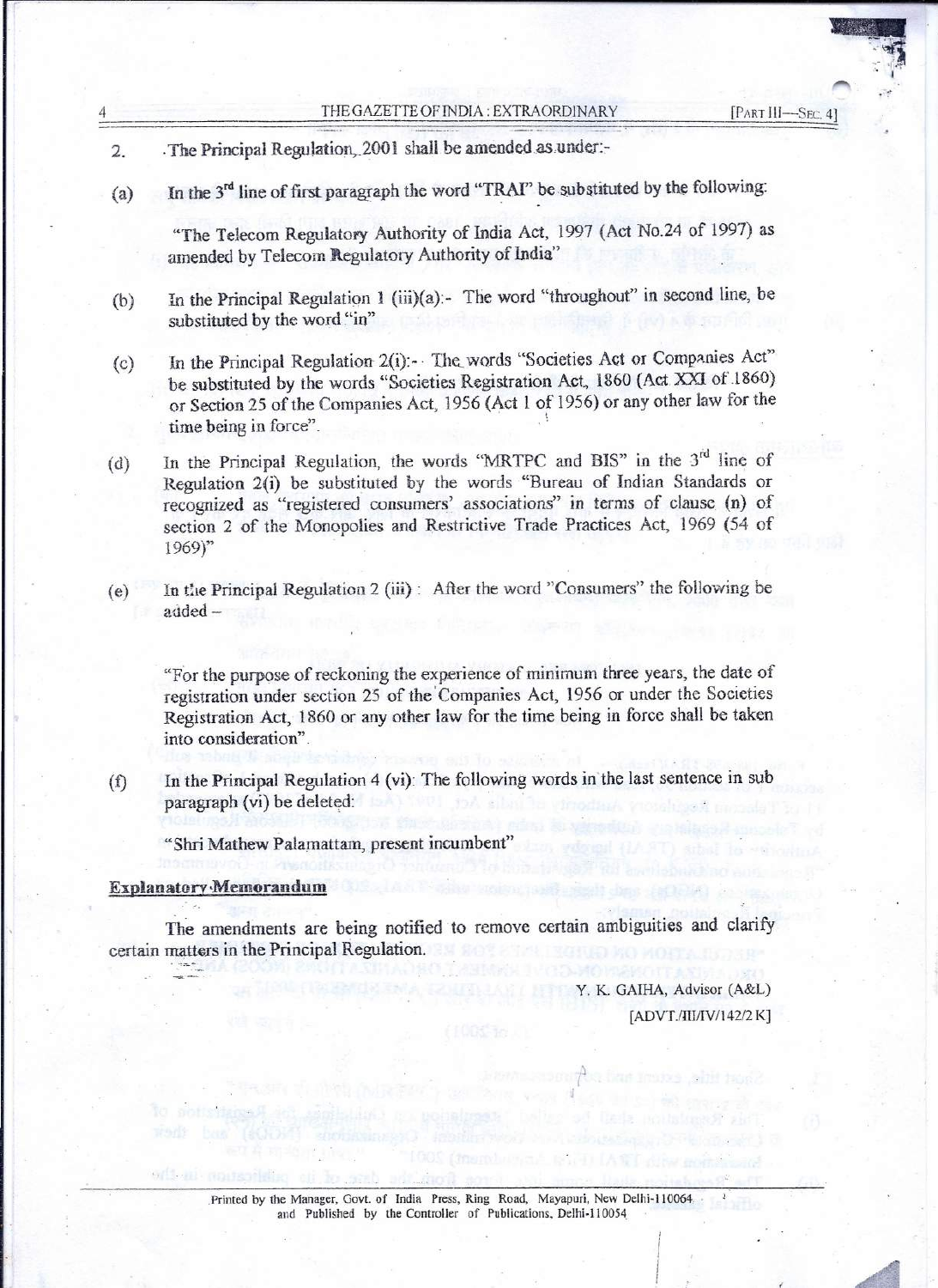2. The Principal Regulation, 2001 shall be amended as under:-

(a) In the 3rd line of first paragraph the word "TRAI" be substituted by the following:

"The Telecom Regulatory Authority of India Act, 1997 (Act No.24 of 1997) as amended by Telecom Regulatory Authority of India"

(b) In the Principal Regulation 1 (iii)(a):- The word "throughout" in second line, be substituted by the word "in"

(c) In the Principal Regulation 2(i):- The words "Societies Act or Companies Act" be substituted by the words "Societies Registration Act, 1860 (Act XXI of 1860) or Section 25 of the Companies Act, 1956 (Act 1 of 1956) or any other law for the time being in force".

(d) In the Principal Regulation, the words "MRTPC and BIS" in the 3rd line of Regulation 2(i) be substituted by the words "Bureau of Indian Standards or recognized as "registered consumers' associations" in terms of clause (n) of section 2 of the Monopolies and Restrictive Trade Practices Act, 1969 (54 of 1969)"

(e) In the Principal Regulation 2 (iii) : After the word "Consumers" the following be added –

"For the purpose of reckoning the experience of minimum three years, the date of registration under section 25 of the Companies Act, 1956 or under the Societies Registration Act, 1860 or any other law for the time being in force shall be taken into consideration".

(f) In the Principal Regulation 4 (vi): The following words in the last sentence in sub paragraph (vi) be deleted:

"Shri Mathew Palamattam, present incumbent"

**Explanatory Memorandum**

The amendments are being notified to remove certain ambiguities and clarify certain matters in the Principal Regulation.

Y. K. GAIHA, Advisor (A&L)

[ADVT./III/IV/142/2 K]

Printed by the Manager, Govt. of India Press, Ring Road, Mayapuri, New Delhi-110064 and Published by the Controller of Publications, Delhi-110054